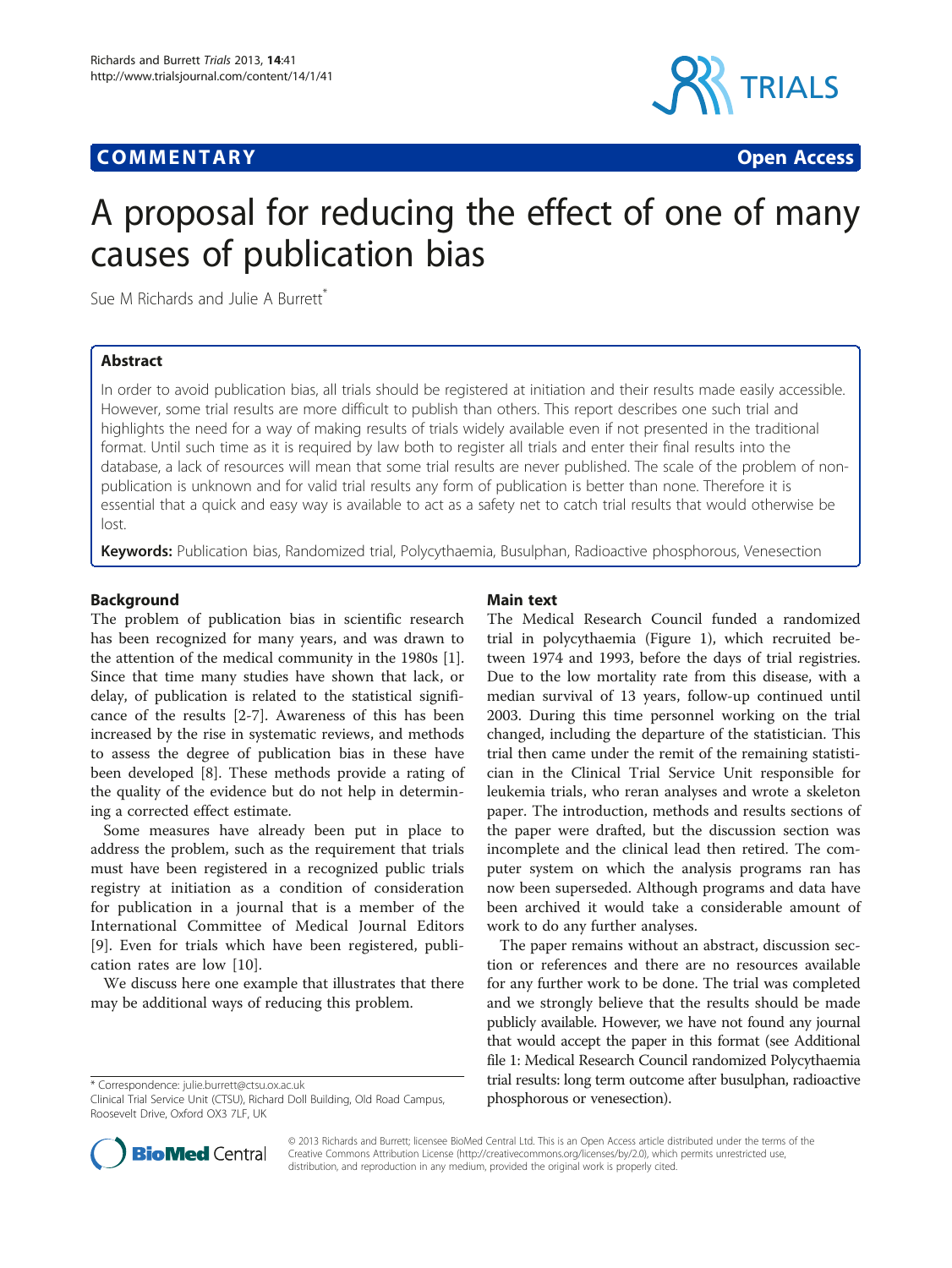**COMMENTARY** **Open Access**

# A proposal for reducing the effect of one of many causes of publication bias

Sue M Richards and Julie A Burrett*

## Abstract

In order to avoid publication bias, all trials should be registered at initiation and their results made easily accessible. However, some trial results are more difficult to publish than others. This report describes one such trial and highlights the need for a way of making results of trials widely available even if not presented in the traditional format. Until such time as it is required by law both to register all trials and enter their final results into the database, a lack of resources will mean that some trial results are never published. The scale of the problem of non-publication is unknown and for valid trial results any form of publication is better than none. Therefore it is essential that a quick and easy way is available to act as a safety net to catch trial results that would otherwise be lost.

**Keywords:** Publication bias, Randomized trial, Polycythaemia, Busulphan, Radioactive phosphorous, Venesection

## Background

The problem of publication bias in scientific research has been recognized for many years, and was drawn to the attention of the medical community in the 1980s [1]. Since that time many studies have shown that lack, or delay, of publication is related to the statistical significance of the results [2-7]. Awareness of this has been increased by the rise in systematic reviews, and methods to assess the degree of publication bias in these have been developed [8]. These methods provide a rating of the quality of the evidence but do not help in determining a corrected effect estimate.

Some measures have already been put in place to address the problem, such as the requirement that trials must have been registered in a recognized public trials registry at initiation as a condition of consideration for publication in a journal that is a member of the International Committee of Medical Journal Editors [9]. Even for trials which have been registered, publication rates are low [10].

We discuss here one example that illustrates that there may be additional ways of reducing this problem.

## Main text

The Medical Research Council funded a randomized trial in polycythaemia (Figure 1), which recruited between 1974 and 1993, before the days of trial registries. Due to the low mortality rate from this disease, with a median survival of 13 years, follow-up continued until 2003. During this time personnel working on the trial changed, including the departure of the statistician. This trial then came under the remit of the remaining statistician in the Clinical Trial Service Unit responsible for leukemia trials, who reran analyses and wrote a skeleton paper. The introduction, methods and results sections of the paper were drafted, but the discussion section was incomplete and the clinical lead then retired. The computer system on which the analysis programs ran has now been superseded. Although programs and data have been archived it would take a considerable amount of work to do any further analyses.

The paper remains without an abstract, discussion section or references and there are no resources available for any further work to be done. The trial was completed and we strongly believe that the results should be made publicly available. However, we have not found any journal that would accept the paper in this format (see Additional file 1: Medical Research Council randomized Polycythaemia trial results: long term outcome after busulphan, radioactive phosphorous or venesection).

* Correspondence: julie.burrett@ctsu.ox.ac.uk
Clinical Trial Service Unit (CTSU), Richard Doll Building, Old Road Campus, Roosevelt Drive, Oxford OX3 7LF, UK

© 2013 Richards and Burrett; licensee BioMed Central Ltd. This is an Open Access article distributed under the terms of the Creative Commons Attribution License (http://creativecommons.org/licenses/by/2.0), which permits unrestricted use, distribution, and reproduction in any medium, provided the original work is properly cited.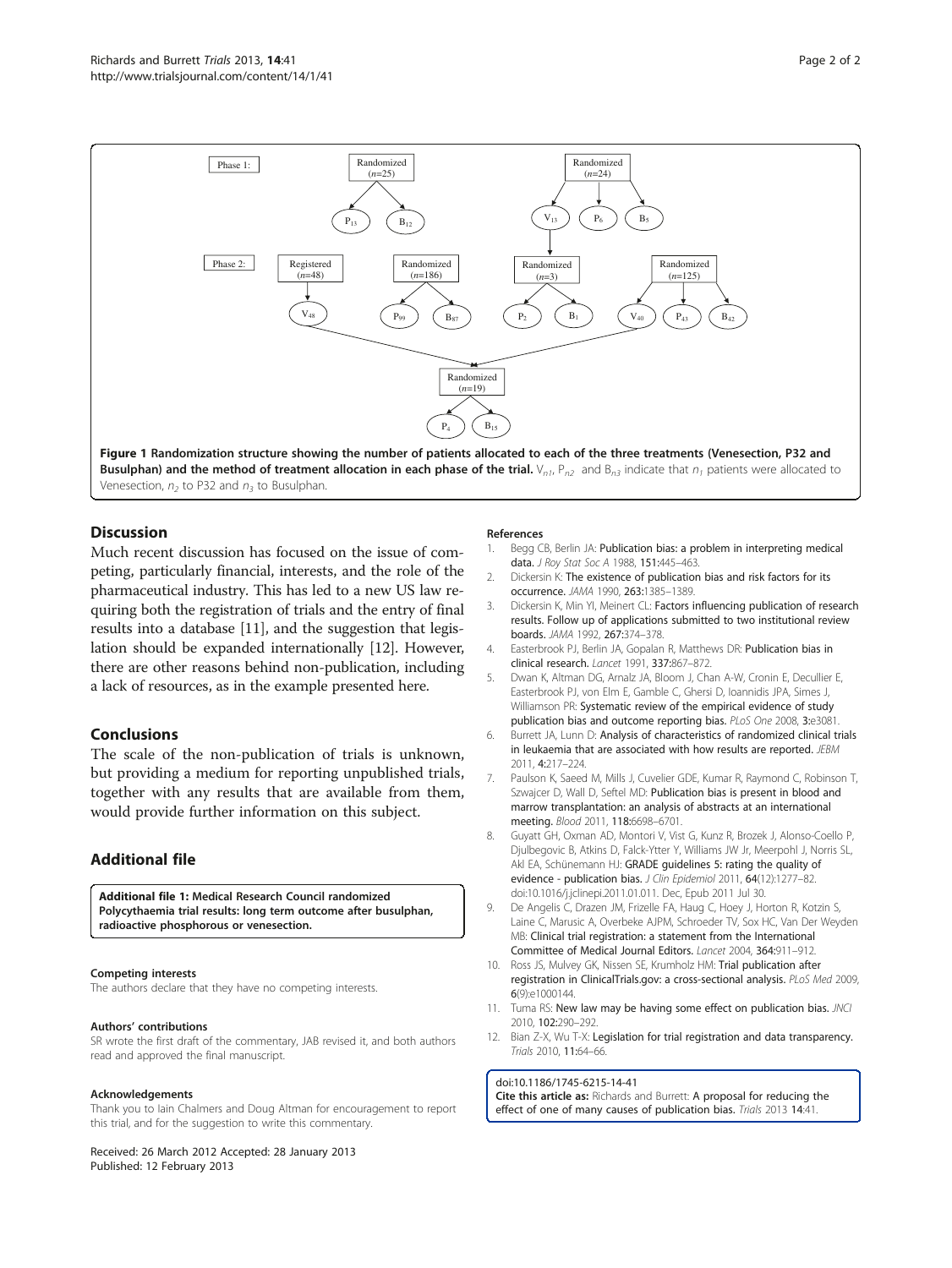Phase 1:

Randomized ($n$=25)

$P_{13}$ $B_{12}$

Randomized ($n$=24)

$V_{13}$ $P_{6}$ $B_{5}$

Phase 2:

Registered ($n$=48)

$V_{48}$

Randomized ($n$=186)

$P_{99}$ $B_{87}$

Randomized ($n$=3)

$P_{2}$ $B_{1}$

Randomized ($n$=125)

$V_{40}$ $P_{43}$ $B_{42}$

Randomized ($n$=19)

$P_{4}$ $B_{15}$

**Figure 1 Randomization structure showing the number of patients allocated to each of the three treatments (Venesection, P32 and Busulphan) and the method of treatment allocation in each phase of the trial.** $V_{n1}$, $P_{n2}$ and $B_{n3}$ indicate that $n_1$ patients were allocated to Venesection, $n_2$ to P32 and $n_3$ to Busulphan.

## Discussion

Much recent discussion has focused on the issue of competing, particularly financial, interests, and the role of the pharmaceutical industry. This has led to a new US law requiring both the registration of trials and the entry of final results into a database [11], and the suggestion that legislation should be expanded internationally [12]. However, there are other reasons behind non-publication, including a lack of resources, as in the example presented here.

## Conclusions

The scale of the non-publication of trials is unknown, but providing a medium for reporting unpublished trials, together with any results that are available from them, would provide further information on this subject.

## Additional file

**Additional file 1: Medical Research Council randomized Polycythaemia trial results: long term outcome after busulphan, radioactive phosphorous or venesection.**

#### Competing interests

The authors declare that they have no competing interests.

#### Authors' contributions

SR wrote the first draft of the commentary, JAB revised it, and both authors read and approved the final manuscript.

#### Acknowledgements

Thank you to Iain Chalmers and Doug Altman for encouragement to report this trial, and for the suggestion to write this commentary.

Received: 26 March 2012 Accepted: 28 January 2013
Published: 12 February 2013

#### References

1. Begg CB, Berlin JA: **Publication bias: a problem in interpreting medical data.** *J Roy Stat Soc A* 1988, **151**:445–463.
2. Dickersin K: **The existence of publication bias and risk factors for its occurrence.** *JAMA* 1990, **263**:1385–1389.
3. Dickersin K, Min YI, Meinert CL: **Factors influencing publication of research results. Follow up of applications submitted to two institutional review boards.** *JAMA* 1992, **267**:374–378.
4. Easterbrook PJ, Berlin JA, Gopalan R, Matthews DR: **Publication bias in clinical research.** *Lancet* 1991, **337**:867–872.
5. Dwan K, Altman DG, Arnalz JA, Bloom J, Chan A-W, Cronin E, Decullier E, Easterbrook PJ, von Elm E, Gamble C, Ghersi D, Ioannidis JPA, Simes J, Williamson PR: **Systematic review of the empirical evidence of study publication bias and outcome reporting bias.** *PLoS One* 2008, **3**:e3081.
6. Burrett JA, Lunn D: **Analysis of characteristics of randomized clinical trials in leukaemia that are associated with how results are reported.** *JEBM* 2011, **4**:217–224.
7. Paulson K, Saeed M, Mills J, Cuvelier GDE, Kumar R, Raymond C, Robinson T, Szwajcer D, Wall D, Seftel MD: **Publication bias is present in blood and marrow transplantation: an analysis of abstracts at an international meeting.** *Blood* 2011, **118**:6698–6701.
8. Guyatt GH, Oxman AD, Montori V, Vist G, Kunz R, Brozek J, Alonso-Coello P, Djulbegovic B, Atkins D, Falck-Ytter Y, Williams JW Jr, Meerpohl J, Norris SL, Akl EA, Schünemann HJ: **GRADE guidelines 5: rating the quality of evidence - publication bias.** *J Clin Epidemiol* 2011, **64**(12):1277–82. doi:10.1016/j.jclinepi.2011.01.011. Dec, Epub 2011 Jul 30.
9. De Angelis C, Drazen JM, Frizelle FA, Haug C, Hoey J, Horton R, Kotzin S, Laine C, Marusic A, Overbeke AJPM, Schroeder TV, Sox HC, Van Der Weyden MB: **Clinical trial registration: a statement from the International Committee of Medical Journal Editors.** *Lancet* 2004, **364**:911–912.
10. Ross JS, Mulvey GK, Nissen SE, Krumholz HM: **Trial publication after registration in ClinicalTrials.gov: a cross-sectional analysis.** *PLoS Med* 2009, **6**(9):e1000144.
11. Tuma RS: **New law may be having some effect on publication bias.** *JNCI* 2010, **102**:290–292.
12. Bian Z-X, Wu T-X: **Legislation for trial registration and data transparency.** *Trials* 2010, **11**:64–66.

doi:10.1186/1745-6215-14-41
**Cite this article as:** Richards and Burrett: A proposal for reducing the effect of one of many causes of publication bias. *Trials* 2013 **14**:41.